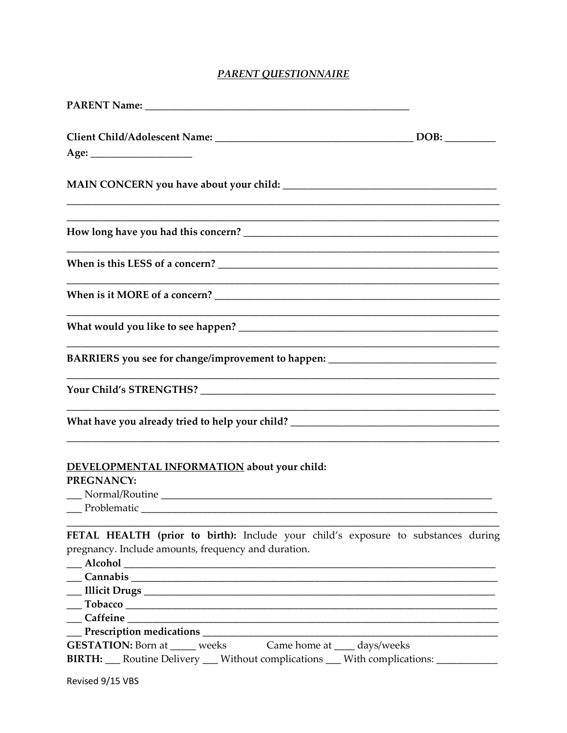# *PARENT QUESTIONNAIRE*

**PARENT Name:** ______________________________________________________

**Client Child/Adolescent Name:** ______________________________________ **DOB:** __________

**Age:** ____________________

**MAIN CONCERN you have about your child:** __________________________________________

_____________________________________________________________________________________

_____________________________________________________________________________________

**How long have you had this concern?** ______________________________________________

_____________________________________________________________________________________

**When is this LESS of a concern?** __________________________________________________

_____________________________________________________________________________________

**When is it MORE of a concern?** ___________________________________________________

_____________________________________________________________________________________

**What would you like to see happen?** ______________________________________________

_____________________________________________________________________________________

**BARRIERS you see for change/improvement to happen:** _________________________________

_____________________________________________________________________________________

**Your Child's STRENGTHS?** _________________________________________________________

_____________________________________________________________________________________

**What have you already tried to help your child?** ________________________________________

_____________________________________________________________________________________

**DEVELOPMENTAL INFORMATION** about your child:

**PREGNANCY:**

___ Normal/Routine ___________________________________________________________________

___ Problematic ______________________________________________________________________

_____________________________________________________________________________________

**FETAL HEALTH (prior to birth):** Include your child's exposure to substances during pregnancy. Include amounts, frequency and duration.

___ **Alcohol** _______________________________________________________________________

___ **Cannabis** ______________________________________________________________________

___ **Illicit Drugs** __________________________________________________________________

___ **Tobacco** _______________________________________________________________________

___ **Caffeine** ______________________________________________________________________

___ **Prescription medications** ___________________________________________________

**GESTATION:** Born at _____ weeks Came home at ____ days/weeks

**BIRTH:** ___ Routine Delivery ___ Without complications ___ With complications: ____________

Revised 9/15 VBS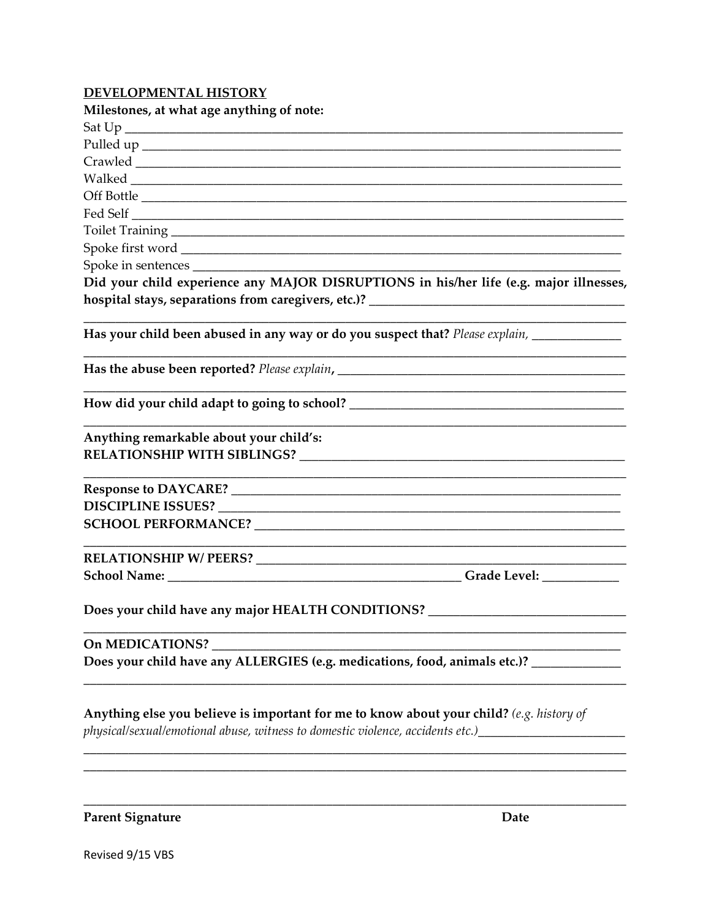<u>**DEVELOPMENTAL HISTORY**</u>

**Milestones, at what age anything of note:**

Sat Up ______________________________________________________________________________

Pulled up ____________________________________________________________________________

Crawled _____________________________________________________________________________

Walked ______________________________________________________________________________

Off Bottle ____________________________________________________________________________

Fed Self _____________________________________________________________________________

Toilet Training ________________________________________________________________________

Spoke first word ______________________________________________________________________

Spoke in sentences ____________________________________________________________________

**Did your child experience any MAJOR DISRUPTIONS in his/her life (e.g. major illnesses, hospital stays, separations from caregivers, etc.)?** _______________________________________

_____________________________________________________________________________________

**Has your child been abused in any way or do you suspect that?** *Please explain,* _____________

_____________________________________________________________________________________

**Has the abuse been reported?** *Please explain*, ____________________________________________

_____________________________________________________________________________________

**How did your child adapt to going to school?** ______________________________________________

_____________________________________________________________________________________

**Anything remarkable about your child's:**

**RELATIONSHIP WITH SIBLINGS?** ______________________________________________________

_____________________________________________________________________________________

**Response to DAYCARE?** _____________________________________________________________

**DISCIPLINE ISSUES?** ________________________________________________________________

**SCHOOL PERFORMANCE?** _____________________________________________________________

_____________________________________________________________________________________

**RELATIONSHIP W/ PEERS?** ____________________________________________________________

**School Name:** ____________________________________________ **Grade Level:** ___________

**Does your child have any major HEALTH CONDITIONS?** ____________________________

_____________________________________________________________________________________

**On MEDICATIONS?** __________________________________________________________________

**Does your child have any ALLERGIES (e.g. medications, food, animals etc.)?** _____________

_____________________________________________________________________________________

**Anything else you believe is important for me to know about your child?** *(e.g. history of physical/sexual/emotional abuse, witness to domestic violence, accidents etc.)*______________________

_____________________________________________________________________________________

_____________________________________________________________________________________

_____________________________________________________________________________________

**Parent Signature** **Date**

Revised 9/15 VBS